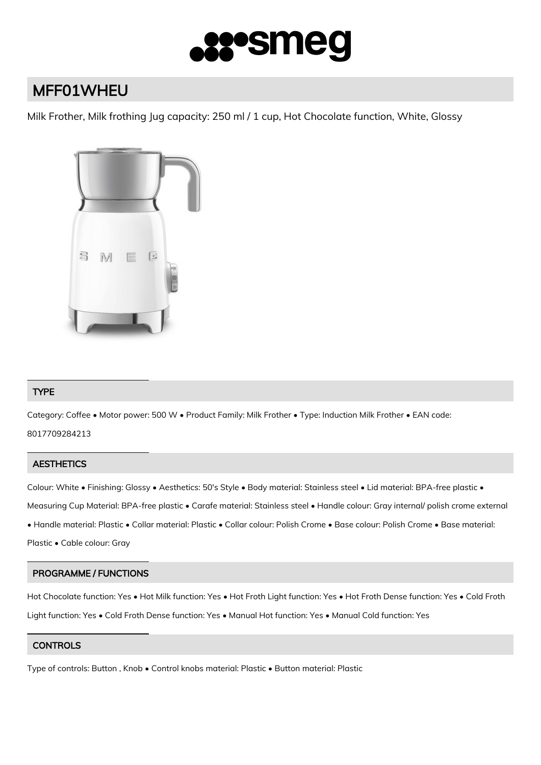# MFF01WHEU

Milk Frother, Milk frothing Jug capacity: 250 ml / 1 cup, Hot Chocolate function, White, Glossy

## TYPE

Category: Coffee • Motor power: 500 W • Product Family: Milk Frother • Type: Induction Milk Frother • EAN code: 8017709284213

## AESTHETICS

Colour: White • Finishing: Glossy • Aesthetics: 50's Style • Body material: Stainless steel • Lid material: BPA-free plastic • Measuring Cup Material: BPA-free plastic • Carafe material: Stainless steel • Handle colour: Gray internal/ polish crome external • Handle material: Plastic • Collar material: Plastic • Collar colour: Polish Crome • Base colour: Polish Crome • Base material: Plastic • Cable colour: Gray

## PROGRAMME / FUNCTIONS

Hot Chocolate function: Yes • Hot Milk function: Yes • Hot Froth Light function: Yes • Hot Froth Dense function: Yes • Cold Froth Light function: Yes • Cold Froth Dense function: Yes • Manual Hot function: Yes • Manual Cold function: Yes

## CONTROLS

Type of controls: Button , Knob • Control knobs material: Plastic • Button material: Plastic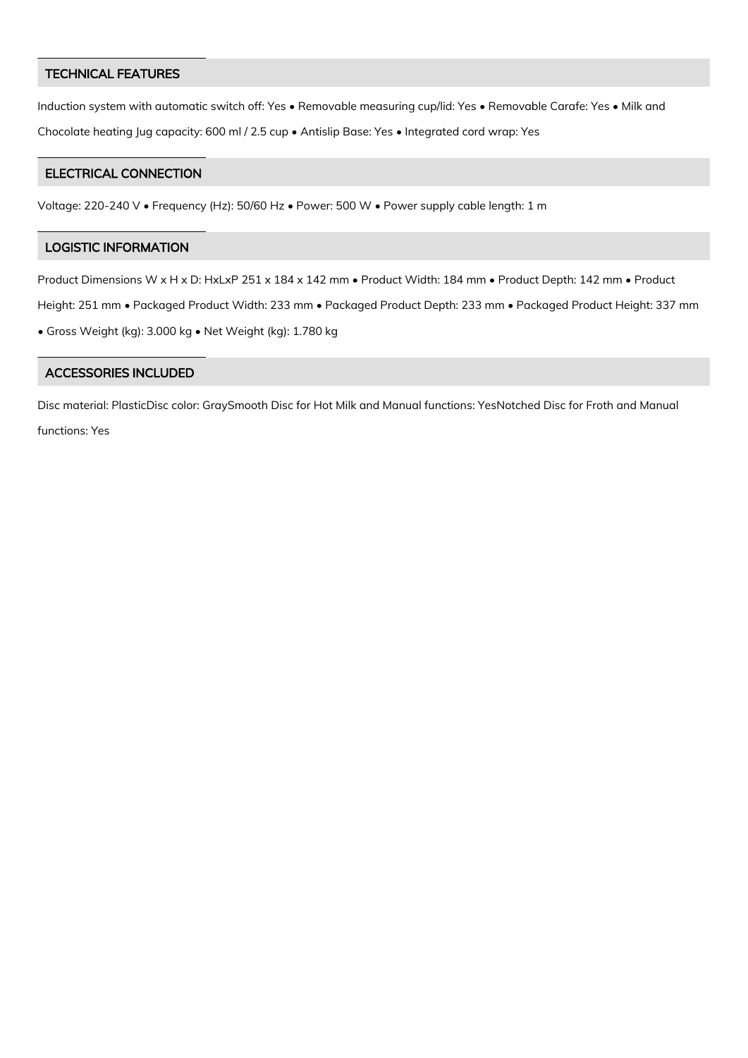## TECHNICAL FEATURES

Induction system with automatic switch off: Yes • Removable measuring cup/lid: Yes • Removable Carafe: Yes • Milk and Chocolate heating Jug capacity: 600 ml / 2.5 cup • Antislip Base: Yes • Integrated cord wrap: Yes

## ELECTRICAL CONNECTION

Voltage: 220-240 V • Frequency (Hz): 50/60 Hz • Power: 500 W • Power supply cable length: 1 m

## LOGISTIC INFORMATION

Product Dimensions W x H x D: HxLxP 251 x 184 x 142 mm • Product Width: 184 mm • Product Depth: 142 mm • Product Height: 251 mm • Packaged Product Width: 233 mm • Packaged Product Depth: 233 mm • Packaged Product Height: 337 mm • Gross Weight (kg): 3.000 kg • Net Weight (kg): 1.780 kg

## ACCESSORIES INCLUDED

Disc material: PlasticDisc color: GraySmooth Disc for Hot Milk and Manual functions: YesNotched Disc for Froth and Manual functions: Yes